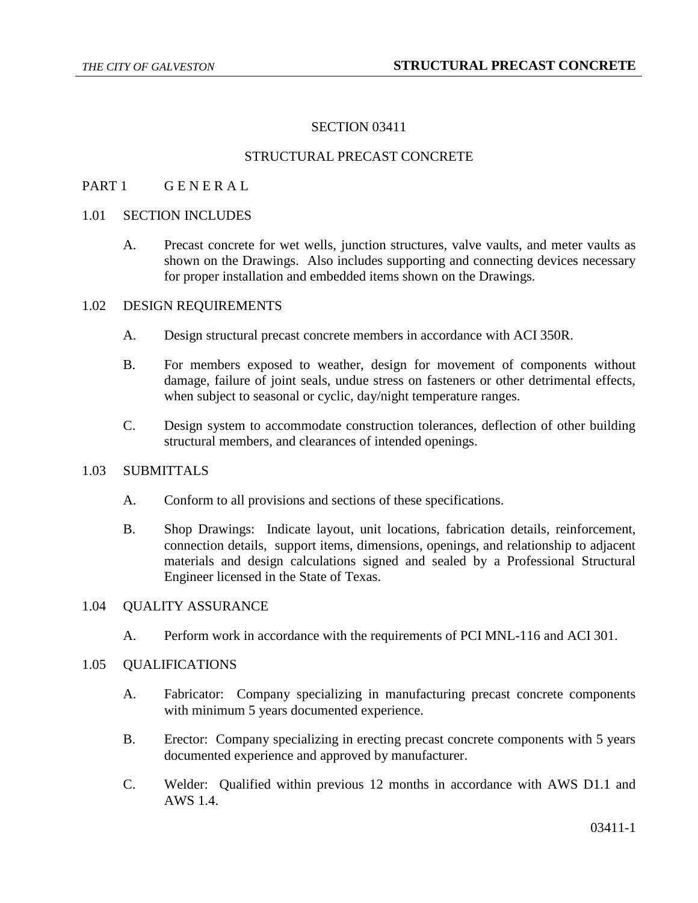# SECTION 03411

## STRUCTURAL PRECAST CONCRETE

## PART 1 G E N E R A L

### 1.01 SECTION INCLUDES

A. Precast concrete for wet wells, junction structures, valve vaults, and meter vaults as shown on the Drawings. Also includes supporting and connecting devices necessary for proper installation and embedded items shown on the Drawings.

### 1.02 DESIGN REQUIREMENTS

A. Design structural precast concrete members in accordance with ACI 350R.

B. For members exposed to weather, design for movement of components without damage, failure of joint seals, undue stress on fasteners or other detrimental effects, when subject to seasonal or cyclic, day/night temperature ranges.

C. Design system to accommodate construction tolerances, deflection of other building structural members, and clearances of intended openings.

### 1.03 SUBMITTALS

A. Conform to all provisions and sections of these specifications.

B. Shop Drawings: Indicate layout, unit locations, fabrication details, reinforcement, connection details, support items, dimensions, openings, and relationship to adjacent materials and design calculations signed and sealed by a Professional Structural Engineer licensed in the State of Texas.

### 1.04 QUALITY ASSURANCE

A. Perform work in accordance with the requirements of PCI MNL-116 and ACI 301.

### 1.05 QUALIFICATIONS

A. Fabricator: Company specializing in manufacturing precast concrete components with minimum 5 years documented experience.

B. Erector: Company specializing in erecting precast concrete components with 5 years documented experience and approved by manufacturer.

C. Welder: Qualified within previous 12 months in accordance with AWS D1.1 and AWS 1.4.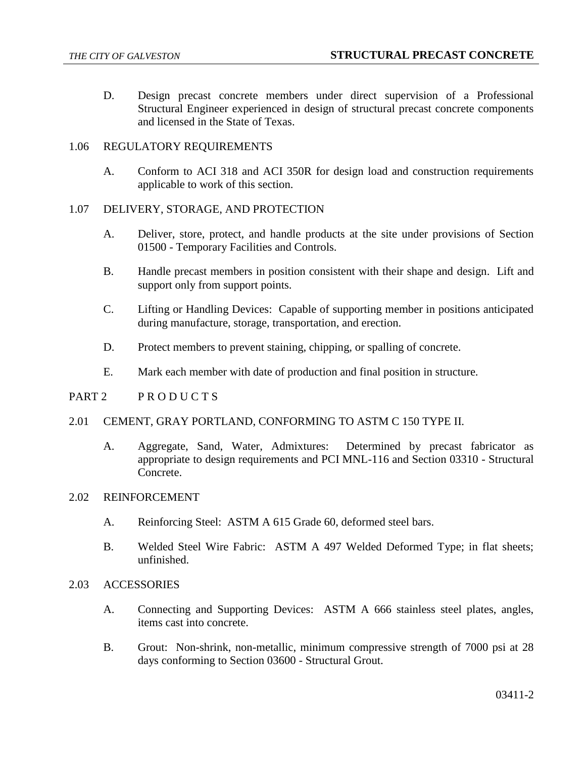D. Design precast concrete members under direct supervision of a Professional Structural Engineer experienced in design of structural precast concrete components and licensed in the State of Texas.

## 1.06 REGULATORY REQUIREMENTS

A. Conform to ACI 318 and ACI 350R for design load and construction requirements applicable to work of this section.

## 1.07 DELIVERY, STORAGE, AND PROTECTION

A. Deliver, store, protect, and handle products at the site under provisions of Section 01500 - Temporary Facilities and Controls.

B. Handle precast members in position consistent with their shape and design. Lift and support only from support points.

C. Lifting or Handling Devices: Capable of supporting member in positions anticipated during manufacture, storage, transportation, and erection.

D. Protect members to prevent staining, chipping, or spalling of concrete.

E. Mark each member with date of production and final position in structure.

# PART 2 P R O D U C T S

## 2.01 CEMENT, GRAY PORTLAND, CONFORMING TO ASTM C 150 TYPE II.

A. Aggregate, Sand, Water, Admixtures: Determined by precast fabricator as appropriate to design requirements and PCI MNL-116 and Section 03310 - Structural Concrete.

## 2.02 REINFORCEMENT

A. Reinforcing Steel: ASTM A 615 Grade 60, deformed steel bars.

B. Welded Steel Wire Fabric: ASTM A 497 Welded Deformed Type; in flat sheets; unfinished.

## 2.03 ACCESSORIES

A. Connecting and Supporting Devices: ASTM A 666 stainless steel plates, angles, items cast into concrete.

B. Grout: Non-shrink, non-metallic, minimum compressive strength of 7000 psi at 28 days conforming to Section 03600 - Structural Grout.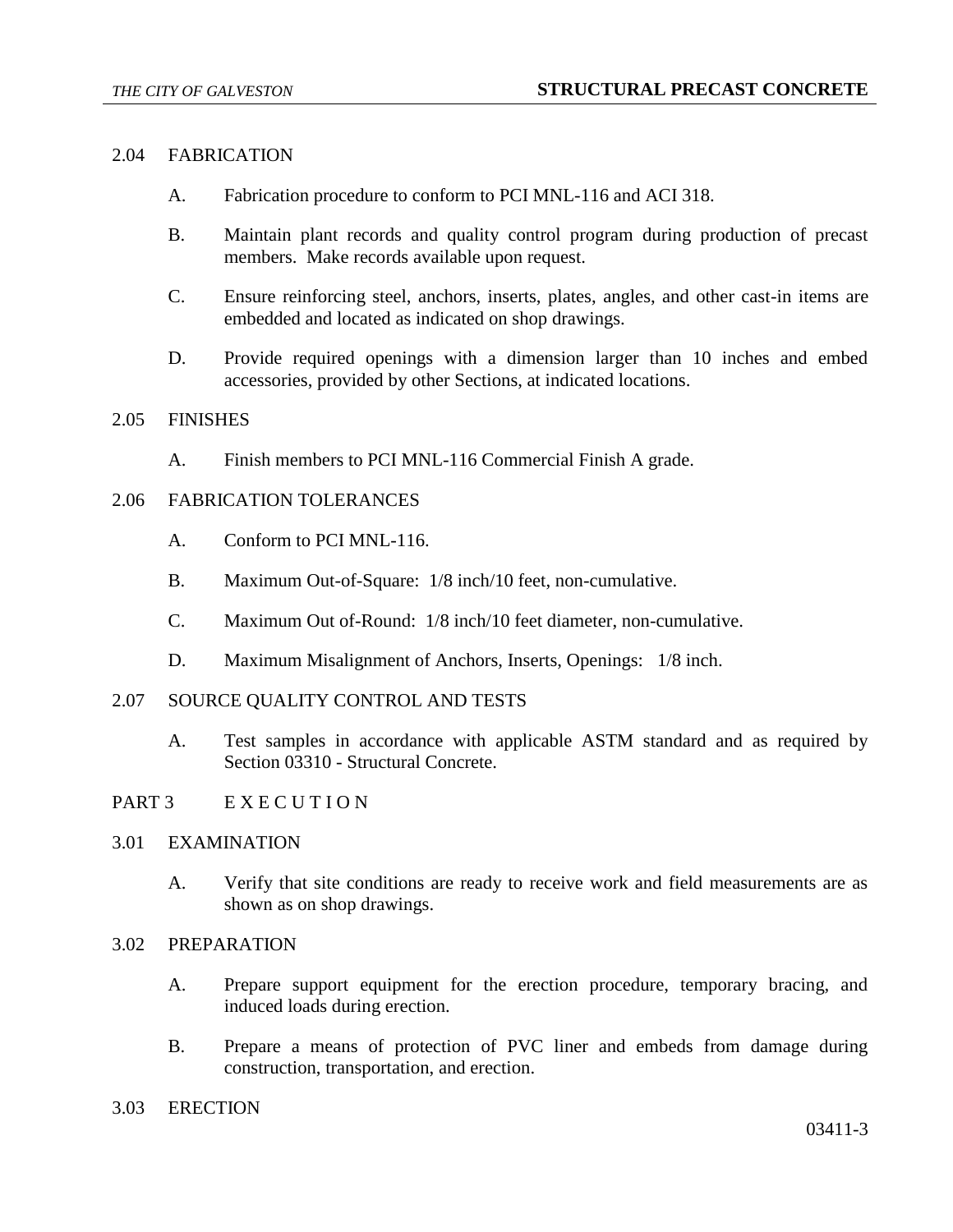## 2.04 FABRICATION

A. Fabrication procedure to conform to PCI MNL-116 and ACI 318.

B. Maintain plant records and quality control program during production of precast members. Make records available upon request.

C. Ensure reinforcing steel, anchors, inserts, plates, angles, and other cast-in items are embedded and located as indicated on shop drawings.

D. Provide required openings with a dimension larger than 10 inches and embed accessories, provided by other Sections, at indicated locations.

## 2.05 FINISHES

A. Finish members to PCI MNL-116 Commercial Finish A grade.

## 2.06 FABRICATION TOLERANCES

A. Conform to PCI MNL-116.

B. Maximum Out-of-Square: 1/8 inch/10 feet, non-cumulative.

C. Maximum Out of-Round: 1/8 inch/10 feet diameter, non-cumulative.

D. Maximum Misalignment of Anchors, Inserts, Openings: 1/8 inch.

## 2.07 SOURCE QUALITY CONTROL AND TESTS

A. Test samples in accordance with applicable ASTM standard and as required by Section 03310 - Structural Concrete.

# PART 3 E X E C U T I O N

## 3.01 EXAMINATION

A. Verify that site conditions are ready to receive work and field measurements are as shown as on shop drawings.

## 3.02 PREPARATION

A. Prepare support equipment for the erection procedure, temporary bracing, and induced loads during erection.

B. Prepare a means of protection of PVC liner and embeds from damage during construction, transportation, and erection.

## 3.03 ERECTION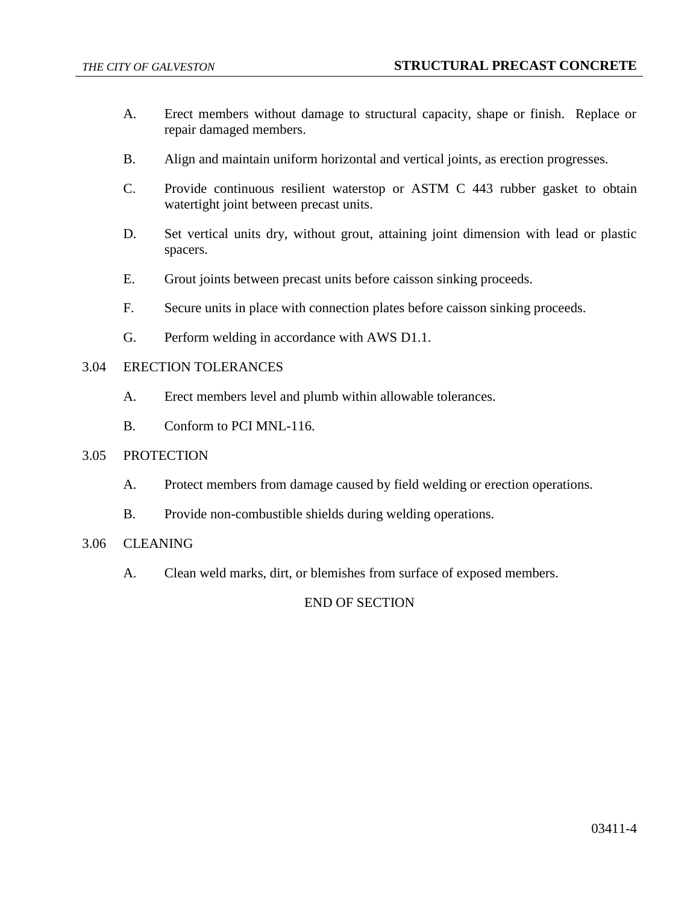A. Erect members without damage to structural capacity, shape or finish. Replace or repair damaged members.

B. Align and maintain uniform horizontal and vertical joints, as erection progresses.

C. Provide continuous resilient waterstop or ASTM C 443 rubber gasket to obtain watertight joint between precast units.

D. Set vertical units dry, without grout, attaining joint dimension with lead or plastic spacers.

E. Grout joints between precast units before caisson sinking proceeds.

F. Secure units in place with connection plates before caisson sinking proceeds.

G. Perform welding in accordance with AWS D1.1.

## 3.04 ERECTION TOLERANCES

A. Erect members level and plumb within allowable tolerances.

B. Conform to PCI MNL-116.

## 3.05 PROTECTION

A. Protect members from damage caused by field welding or erection operations.

B. Provide non-combustible shields during welding operations.

## 3.06 CLEANING

A. Clean weld marks, dirt, or blemishes from surface of exposed members.

END OF SECTION